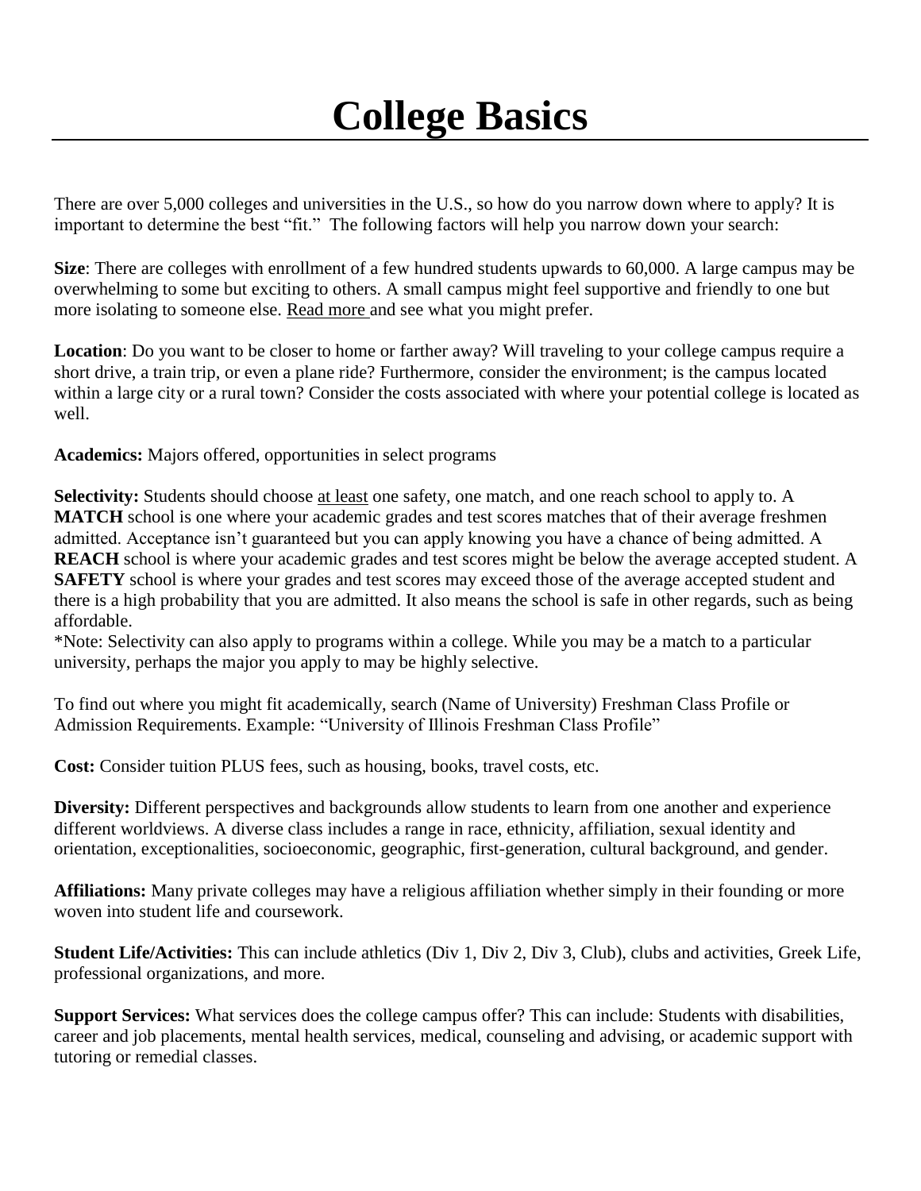# College Basics

There are over 5,000 colleges and universities in the U.S., so how do you narrow down where to apply? It is important to determine the best "fit." The following factors will help you narrow down your search:

**Size**: There are colleges with enrollment of a few hundred students upwards to 60,000. A large campus may be overwhelming to some but exciting to others. A small campus might feel supportive and friendly to one but more isolating to someone else. Read more and see what you might prefer.

**Location**: Do you want to be closer to home or farther away? Will traveling to your college campus require a short drive, a train trip, or even a plane ride? Furthermore, consider the environment; is the campus located within a large city or a rural town? Consider the costs associated with where your potential college is located as well.

**Academics:** Majors offered, opportunities in select programs

**Selectivity:** Students should choose at least one safety, one match, and one reach school to apply to. A **MATCH** school is one where your academic grades and test scores matches that of their average freshmen admitted. Acceptance isn't guaranteed but you can apply knowing you have a chance of being admitted. A **REACH** school is where your academic grades and test scores might be below the average accepted student. A **SAFETY** school is where your grades and test scores may exceed those of the average accepted student and there is a high probability that you are admitted. It also means the school is safe in other regards, such as being affordable.

*Note: Selectivity can also apply to programs within a college. While you may be a match to a particular university, perhaps the major you apply to may be highly selective.

To find out where you might fit academically, search (Name of University) Freshman Class Profile or Admission Requirements. Example: "University of Illinois Freshman Class Profile"

**Cost:** Consider tuition PLUS fees, such as housing, books, travel costs, etc.

**Diversity:** Different perspectives and backgrounds allow students to learn from one another and experience different worldviews. A diverse class includes a range in race, ethnicity, affiliation, sexual identity and orientation, exceptionalities, socioeconomic, geographic, first-generation, cultural background, and gender.

**Affiliations:** Many private colleges may have a religious affiliation whether simply in their founding or more woven into student life and coursework.

**Student Life/Activities:** This can include athletics (Div 1, Div 2, Div 3, Club), clubs and activities, Greek Life, professional organizations, and more.

**Support Services:** What services does the college campus offer? This can include: Students with disabilities, career and job placements, mental health services, medical, counseling and advising, or academic support with tutoring or remedial classes.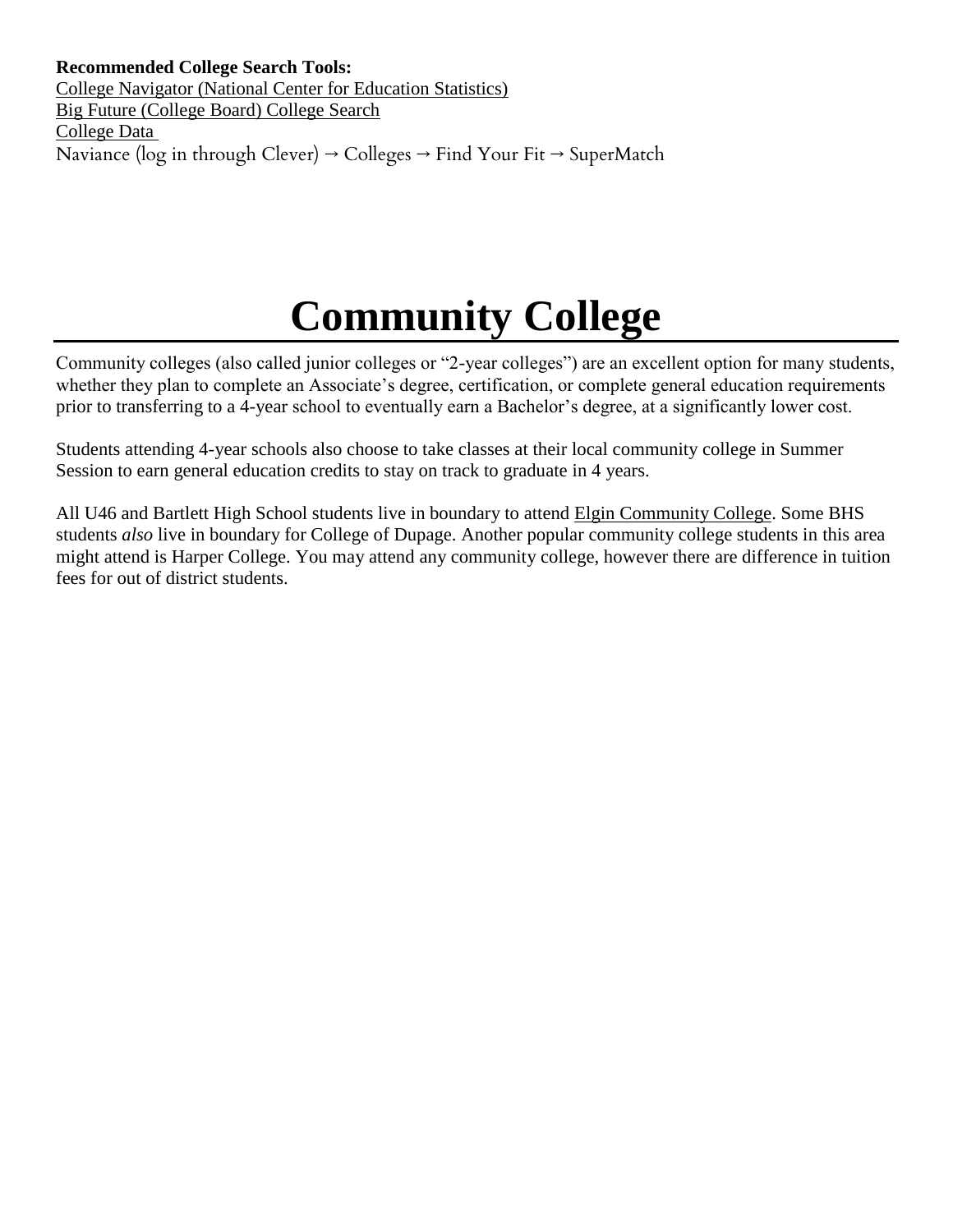**Recommended College Search Tools:**
College Navigator (National Center for Education Statistics)
Big Future (College Board) College Search
College Data
Naviance (log in through Clever) → Colleges → Find Your Fit → SuperMatch

# Community College

Community colleges (also called junior colleges or "2-year colleges") are an excellent option for many students, whether they plan to complete an Associate's degree, certification, or complete general education requirements prior to transferring to a 4-year school to eventually earn a Bachelor's degree, at a significantly lower cost.

Students attending 4-year schools also choose to take classes at their local community college in Summer Session to earn general education credits to stay on track to graduate in 4 years.

All U46 and Bartlett High School students live in boundary to attend Elgin Community College. Some BHS students *also* live in boundary for College of Dupage. Another popular community college students in this area might attend is Harper College. You may attend any community college, however there are difference in tuition fees for out of district students.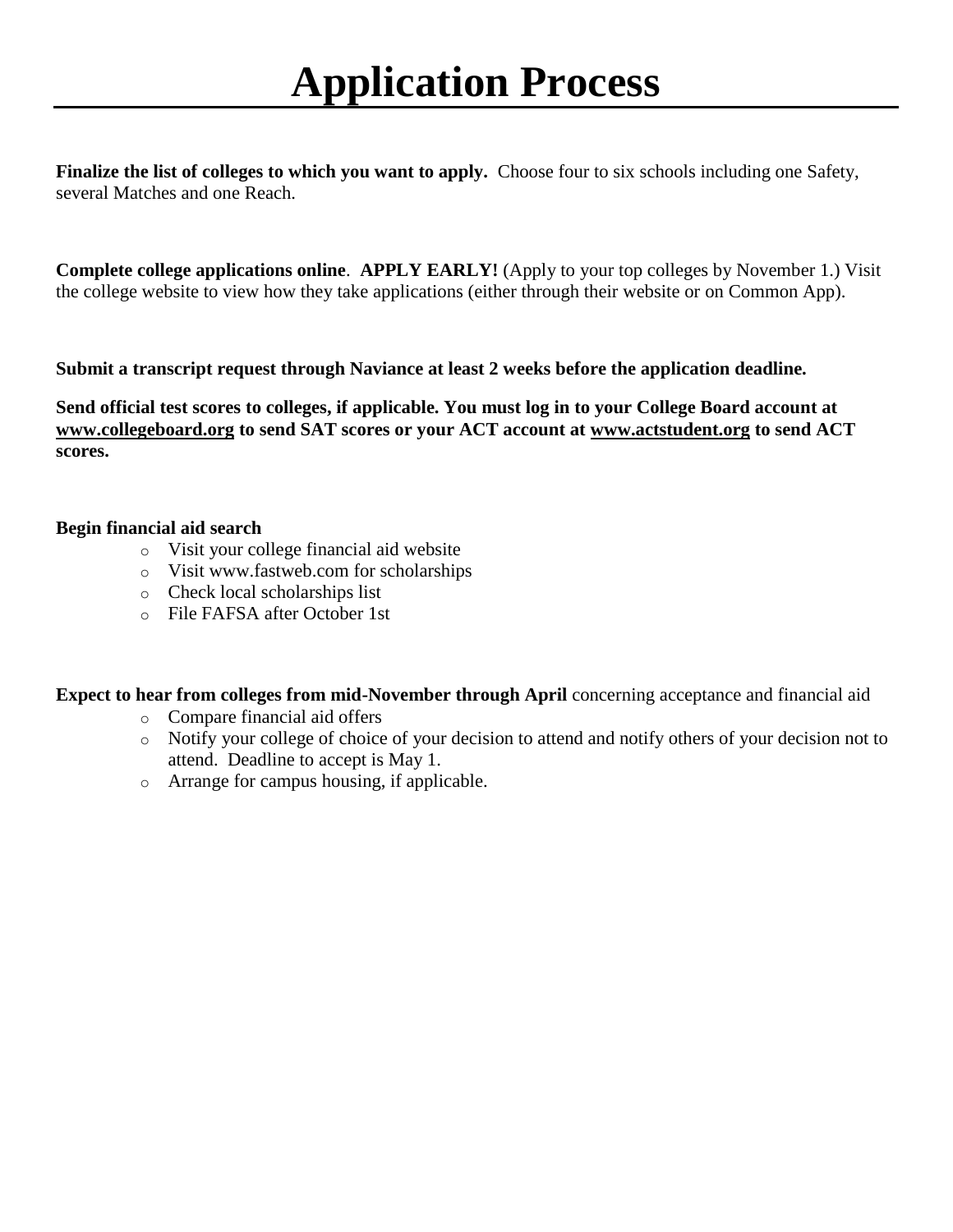# Application Process

**Finalize the list of colleges to which you want to apply.** Choose four to six schools including one Safety, several Matches and one Reach.

**Complete college applications online**. **APPLY EARLY!** (Apply to your top colleges by November 1.) Visit the college website to view how they take applications (either through their website or on Common App).

**Submit a transcript request through Naviance at least 2 weeks before the application deadline.**

**Send official test scores to colleges, if applicable. You must log in to your College Board account at [www.collegeboard.org](www.collegeboard.org) to send SAT scores or your ACT account at [www.actstudent.org](www.actstudent.org) to send ACT scores.**

**Begin financial aid search**

- Visit your college financial aid website
- Visit www.fastweb.com for scholarships
- Check local scholarships list
- File FAFSA after October 1st

**Expect to hear from colleges from mid-November through April** concerning acceptance and financial aid

- Compare financial aid offers
- Notify your college of choice of your decision to attend and notify others of your decision not to attend. Deadline to accept is May 1.
- Arrange for campus housing, if applicable.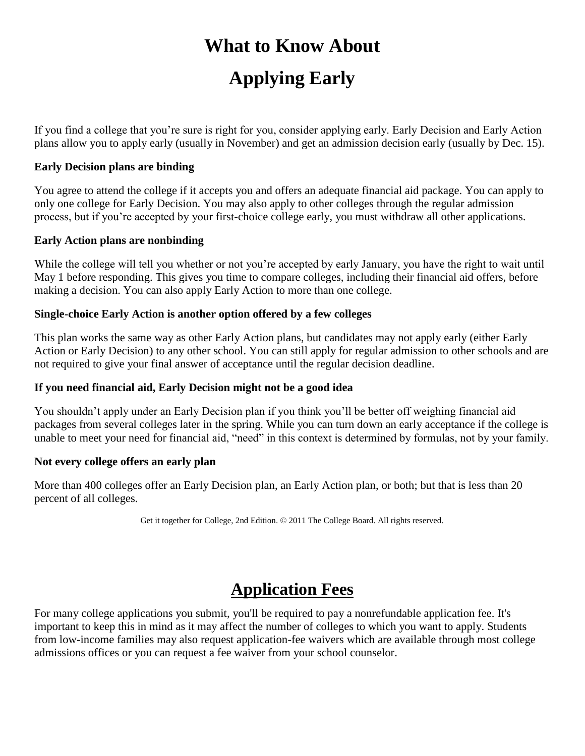# What to Know About Applying Early

If you find a college that you're sure is right for you, consider applying early. Early Decision and Early Action plans allow you to apply early (usually in November) and get an admission decision early (usually by Dec. 15).

**Early Decision plans are binding**

You agree to attend the college if it accepts you and offers an adequate financial aid package. You can apply to only one college for Early Decision. You may also apply to other colleges through the regular admission process, but if you're accepted by your first-choice college early, you must withdraw all other applications.

**Early Action plans are nonbinding**

While the college will tell you whether or not you're accepted by early January, you have the right to wait until May 1 before responding. This gives you time to compare colleges, including their financial aid offers, before making a decision. You can also apply Early Action to more than one college.

**Single-choice Early Action is another option offered by a few colleges**

This plan works the same way as other Early Action plans, but candidates may not apply early (either Early Action or Early Decision) to any other school. You can still apply for regular admission to other schools and are not required to give your final answer of acceptance until the regular decision deadline.

**If you need financial aid, Early Decision might not be a good idea**

You shouldn't apply under an Early Decision plan if you think you'll be better off weighing financial aid packages from several colleges later in the spring. While you can turn down an early acceptance if the college is unable to meet your need for financial aid, "need" in this context is determined by formulas, not by your family.

**Not every college offers an early plan**

More than 400 colleges offer an Early Decision plan, an Early Action plan, or both; but that is less than 20 percent of all colleges.

Get it together for College, 2nd Edition. © 2011 The College Board. All rights reserved.

# Application Fees

For many college applications you submit, you'll be required to pay a nonrefundable application fee. It's important to keep this in mind as it may affect the number of colleges to which you want to apply. Students from low-income families may also request application-fee waivers which are available through most college admissions offices or you can request a fee waiver from your school counselor.